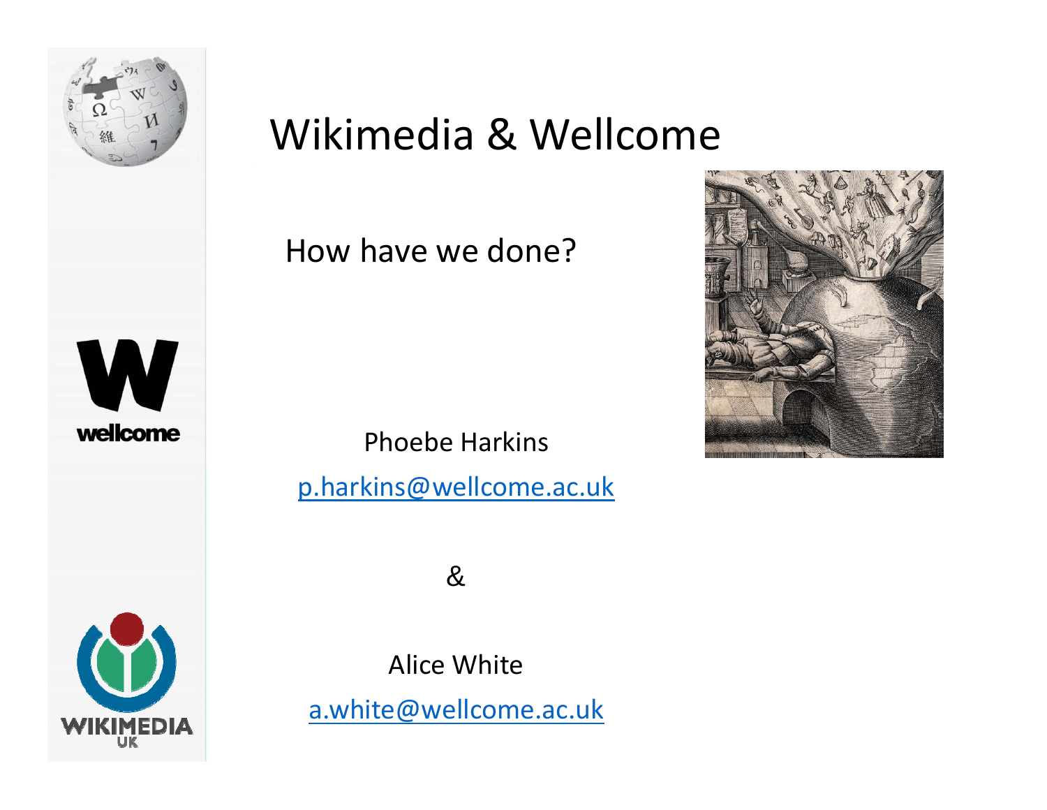# Wikimedia & Wellcome

How have we done?

Phoebe Harkins

p.harkins@wellcome.ac.uk

&

Alice White

a.white@wellcome.ac.uk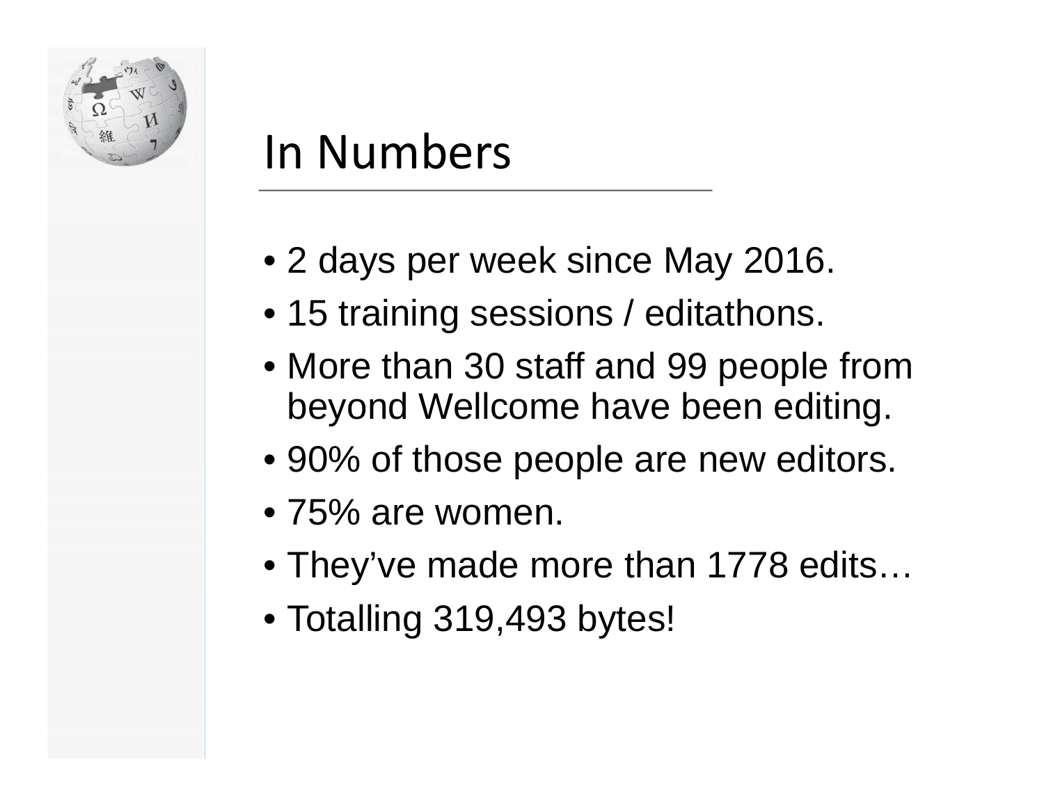# In Numbers

- 2 days per week since May 2016.
- 15 training sessions / editathons.
- More than 30 staff and 99 people from beyond Wellcome have been editing.
- 90% of those people are new editors.
- 75% are women.
- They've made more than 1778 edits…
- Totalling 319,493 bytes!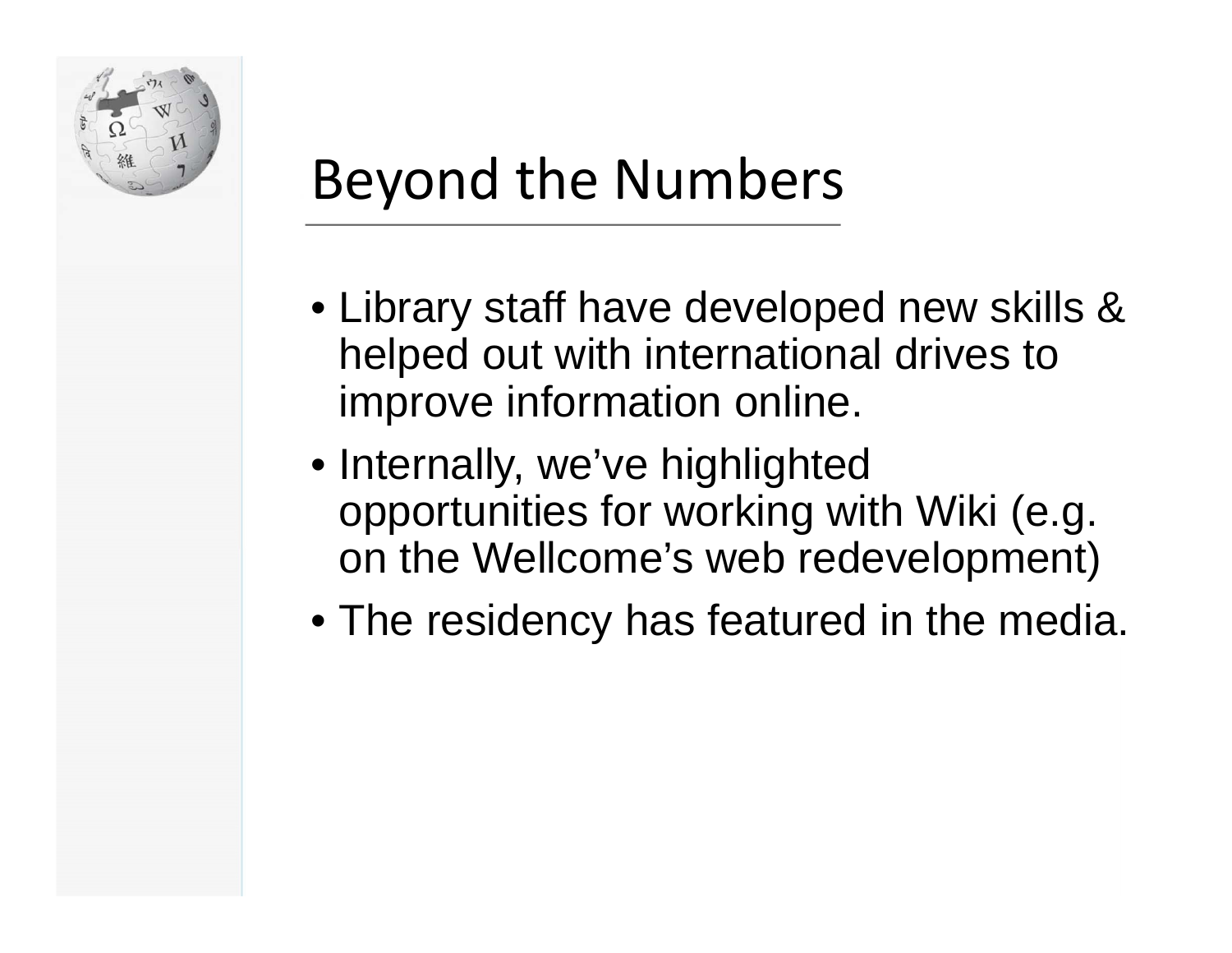# Beyond the Numbers

- Library staff have developed new skills & helped out with international drives to improve information online.
- Internally, we've highlighted opportunities for working with Wiki (e.g. on the Wellcome's web redevelopment)
- The residency has featured in the media.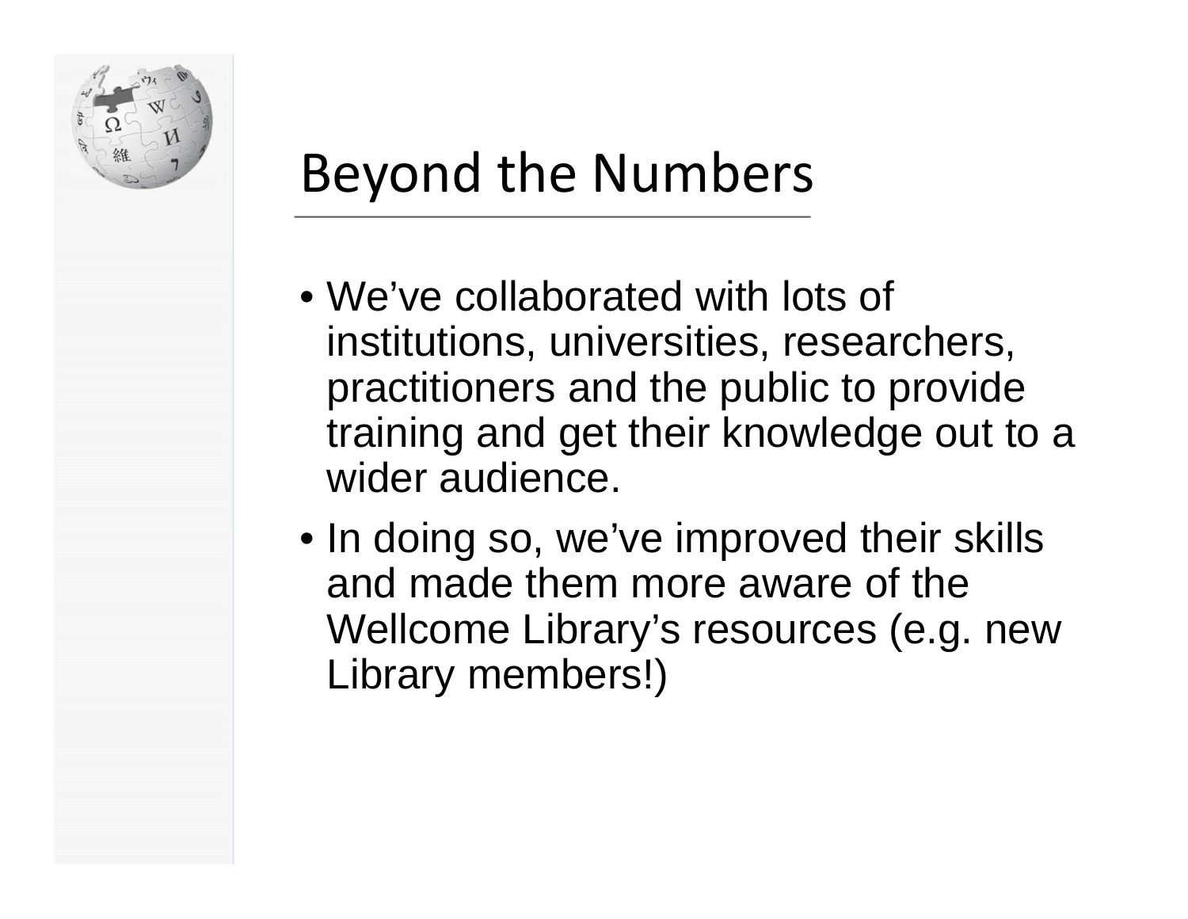# Beyond the Numbers

- We've collaborated with lots of institutions, universities, researchers, practitioners and the public to provide training and get their knowledge out to a wider audience.
- In doing so, we've improved their skills and made them more aware of the Wellcome Library's resources (e.g. new Library members!)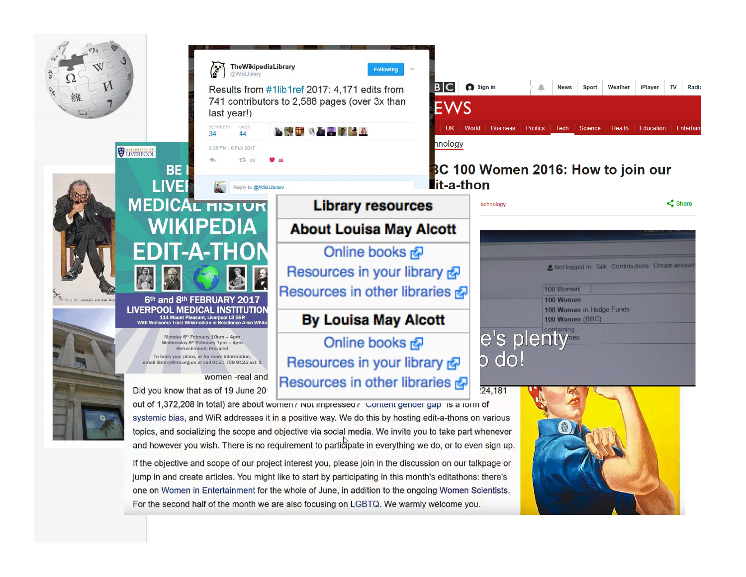TheWikipediaLibrary
@WikiLibrary

Results from #1lib1ref 2017: 4,171 edits from 741 contributors to 2,588 pages (over 3x than last year!)

RETWEETS 34 LIKES 44

9:28 PM - 6 Feb 2017

Reply to @WikiLibrary

BE LIVERPOOL MEDICAL HISTORY WIKIPEDIA EDIT-A-THON

6th and 8th FEBRUARY 2017
LIVERPOOL MEDICAL INSTITUTION
114 Mount Pleasant, Liverpool L3 5SR
With Wellcome Trust Wikimedian in Residence Alice White

Monday 6th February 10am – 4pm
Wednesday 8th February 1pm – 4pm
Refreshments Provided

To book your place, or for more information, email library@lmi.org.uk or call 0151 709 9125 ext. 1

| Library resources |
| --- |
| **About Louisa May Alcott** |
| Online books |
| Resources in your library |
| Resources in other libraries |
| **By Louisa May Alcott** |
| Online books |
| Resources in your library |
| Resources in other libraries |

News Sport Weather iPlayer TV Radio

UK World Business Politics Tech Science Health Education Entertainment

Technology

BBC 100 Women 2016: How to join our edit-a-thon

Technology Share

Not logged in Talk Contributions Create account

100 Women
100 Women
100 Women in Hedge Funds
100 Women (BBC)

There's plenty to do!

women -real and

Did you know that as of 19 June 20... 224,181 out of 1,372,208 in total) are about women? Not impressed? Content gender gap is a form of systemic bias, and WiR addresses it in a positive way. We do this by hosting edit-a-thons on various topics, and socializing the scope and objective via social media. We invite you to take part whenever and however you wish. There is no requirement to participate in everything we do, or to even sign up.

If the objective and scope of our project interest you, please join in the discussion on our talkpage or jump in and create articles. You might like to start by participating in this month's editathons: there's one on Women in Entertainment for the whole of June, in addition to the ongoing Women Scientists. For the second half of the month we are also focusing on LGBTQ. We warmly welcome you.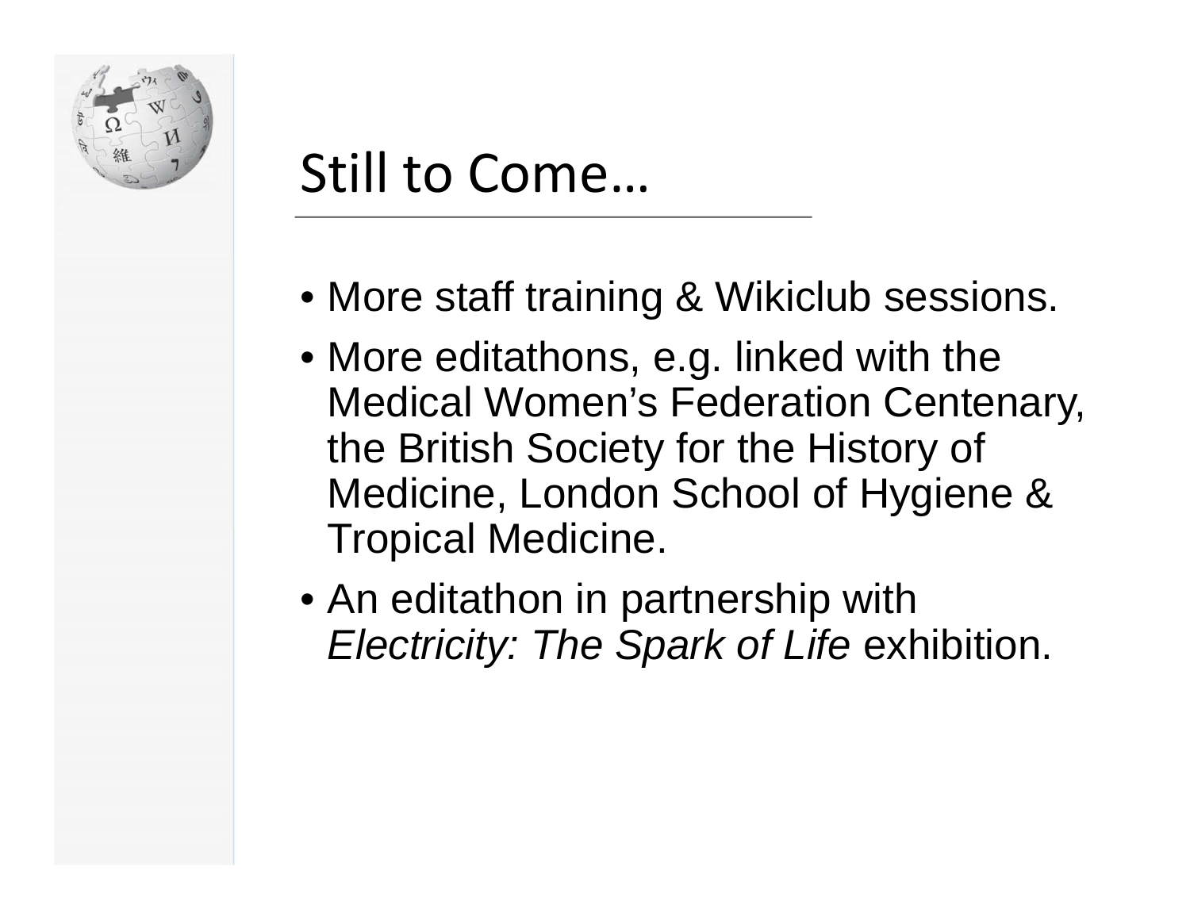# Still to Come…

- More staff training & Wikiclub sessions.
- More editathons, e.g. linked with the Medical Women's Federation Centenary, the British Society for the History of Medicine, London School of Hygiene & Tropical Medicine.
- An editathon in partnership with *Electricity: The Spark of Life* exhibition.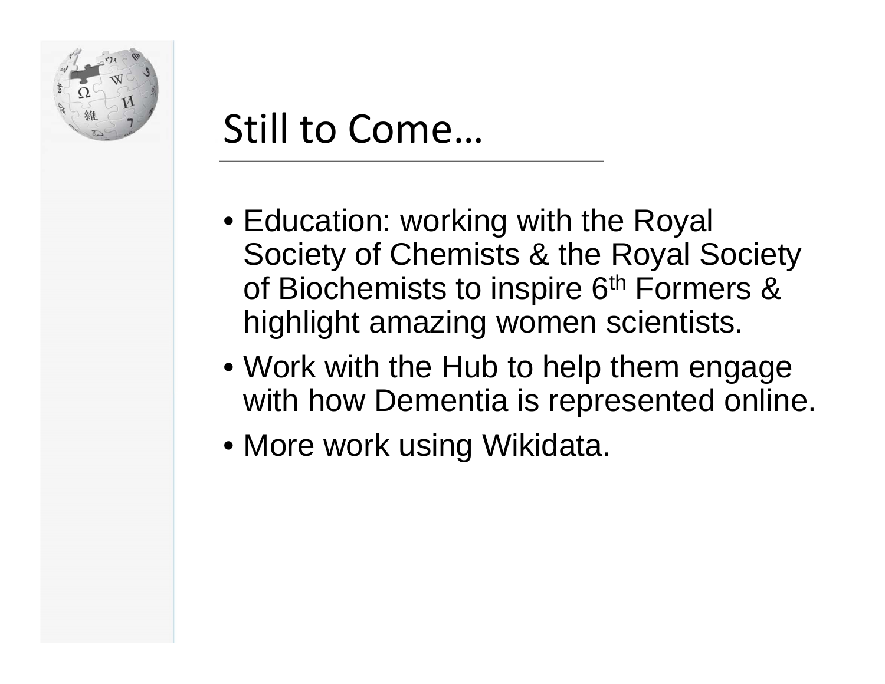# Still to Come…

- Education: working with the Royal Society of Chemists & the Royal Society of Biochemists to inspire 6th Formers & highlight amazing women scientists.
- Work with the Hub to help them engage with how Dementia is represented online.
- More work using Wikidata.